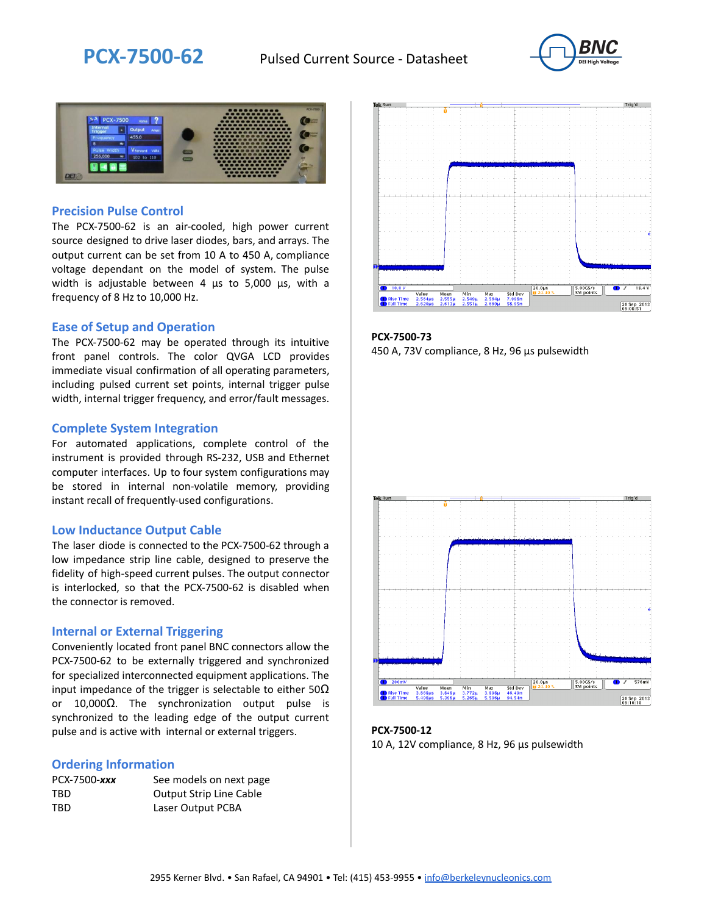# PCX-7500-62

Pulsed Current Source - Datasheet

## Precision Pulse Control

The PCX-7500-62 is an air-cooled, high power current source designed to drive laser diodes, bars, and arrays. The output current can be set from 10 A to 450 A, compliance voltage dependant on the model of system. The pulse width is adjustable between 4 µs to 5,000 µs, with a frequency of 8 Hz to 10,000 Hz.

## Ease of Setup and Operation

The PCX-7500-62 may be operated through its intuitive front panel controls. The color QVGA LCD provides immediate visual confirmation of all operating parameters, including pulsed current set points, internal trigger pulse width, internal trigger frequency, and error/fault messages.

## Complete System Integration

For automated applications, complete control of the instrument is provided through RS-232, USB and Ethernet computer interfaces. Up to four system configurations may be stored in internal non-volatile memory, providing instant recall of frequently-used configurations.

## Low Inductance Output Cable

The laser diode is connected to the PCX-7500-62 through a low impedance strip line cable, designed to preserve the fidelity of high-speed current pulses. The output connector is interlocked, so that the PCX-7500-62 is disabled when the connector is removed.

## Internal or External Triggering

Conveniently located front panel BNC connectors allow the PCX-7500-62 to be externally triggered and synchronized for specialized interconnected equipment applications. The input impedance of the trigger is selectable to either 50Ω or 10,000Ω. The synchronization output pulse is synchronized to the leading edge of the output current pulse and is active with internal or external triggers.

## Ordering Information

| | |
|---|---|
| PCX-7500-***xxx*** | See models on next page |
| TBD | Output Strip Line Cable |
| TBD | Laser Output PCBA |

**PCX-7500-73**
450 A, 73V compliance, 8 Hz, 96 µs pulsewidth

**PCX-7500-12**
10 A, 12V compliance, 8 Hz, 96 µs pulsewidth

2955 Kerner Blvd. • San Rafael, CA 94901 • Tel: (415) 453-9955 • info@berkeleynucleonics.com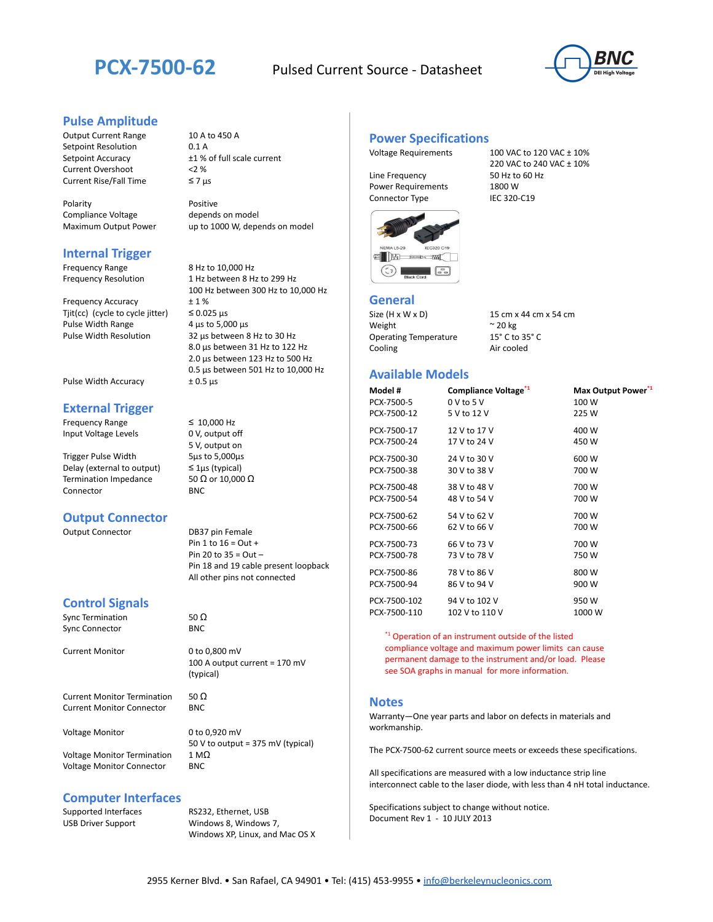# PCX-7500-62

Pulsed Current Source - Datasheet

## Pulse Amplitude

| | |
|---|---|
| Output Current Range | 10 A to 450 A |
| Setpoint Resolution | 0.1 A |
| Setpoint Accuracy | ±1 % of full scale current |
| Current Overshoot | <2 % |
| Current Rise/Fall Time | ≤ 7 µs |
| Polarity | Positive |
| Compliance Voltage | depends on model |
| Maximum Output Power | up to 1000 W, depends on model |

## Internal Trigger

| | |
|---|---|
| Frequency Range | 8 Hz to 10,000 Hz |
| Frequency Resolution | 1 Hz between 8 Hz to 299 Hz<br>100 Hz between 300 Hz to 10,000 Hz |
| Frequency Accuracy | ± 1 % |
| Tjit(cc) (cycle to cycle jitter) | ≤ 0.025 µs |
| Pulse Width Range | 4 µs to 5,000 µs |
| Pulse Width Resolution | 32 µs between 8 Hz to 30 Hz<br>8.0 µs between 31 Hz to 122 Hz<br>2.0 µs between 123 Hz to 500 Hz<br>0.5 µs between 501 Hz to 10,000 Hz |
| Pulse Width Accuracy | ± 0.5 µs |

## External Trigger

| | |
|---|---|
| Frequency Range | ≤ 10,000 Hz |
| Input Voltage Levels | 0 V, output off<br>5 V, output on |
| Trigger Pulse Width | 5µs to 5,000µs |
| Delay (external to output) | ≤ 1µs (typical) |
| Termination Impedance | 50 Ω or 10,000 Ω |
| Connector | BNC |

## Output Connector

| | |
|---|---|
| Output Connector | DB37 pin Female<br>Pin 1 to 16 = Out +<br>Pin 20 to 35 = Out –<br>Pin 18 and 19 cable present loopback<br>All other pins not connected |

## Control Signals

| | |
|---|---|
| Sync Termination | 50 Ω |
| Sync Connector | BNC |
| Current Monitor | 0 to 0,800 mV<br>100 A output current = 170 mV (typical) |
| Current Monitor Termination | 50 Ω |
| Current Monitor Connector | BNC |
| Voltage Monitor | 0 to 0,920 mV<br>50 V to output = 375 mV (typical) |
| Voltage Monitor Termination | 1 MΩ |
| Voltage Monitor Connector | BNC |

## Computer Interfaces

| | |
|---|---|
| Supported Interfaces | RS232, Ethernet, USB |
| USB Driver Support | Windows 8, Windows 7, Windows XP, Linux, and Mac OS X |

## Power Specifications

| | |
|---|---|
| Voltage Requirements | 100 VAC to 120 VAC ± 10%<br>220 VAC to 240 VAC ± 10% |
| Line Frequency | 50 Hz to 60 Hz |
| Power Requirements | 1800 W |
| Connector Type | IEC 320-C19 |

NEMA L5-20 IEC320 C19 Black Cord

## General

| | |
|---|---|
| Size (H x W x D) | 15 cm x 44 cm x 54 cm |
| Weight | ~ 20 kg |
| Operating Temperature | 15° C to 35° C |
| Cooling | Air cooled |

## Available Models

| Model # | Compliance Voltage[*1] | Max Output Power[*1] |
|---|---|---|
| PCX-7500-5 | 0 V to 5 V | 100 W |
| PCX-7500-12 | 5 V to 12 V | 225 W |
| PCX-7500-17 | 12 V to 17 V | 400 W |
| PCX-7500-24 | 17 V to 24 V | 450 W |
| PCX-7500-30 | 24 V to 30 V | 600 W |
| PCX-7500-38 | 30 V to 38 V | 700 W |
| PCX-7500-48 | 38 V to 48 V | 700 W |
| PCX-7500-54 | 48 V to 54 V | 700 W |
| PCX-7500-62 | 54 V to 62 V | 700 W |
| PCX-7500-66 | 62 V to 66 V | 700 W |
| PCX-7500-73 | 66 V to 73 V | 700 W |
| PCX-7500-78 | 73 V to 78 V | 750 W |
| PCX-7500-86 | 78 V to 86 V | 800 W |
| PCX-7500-94 | 86 V to 94 V | 900 W |
| PCX-7500-102 | 94 V to 102 V | 950 W |
| PCX-7500-110 | 102 V to 110 V | 1000 W |

[*1] Operation of an instrument outside of the listed compliance voltage and maximum power limits can cause permanent damage to the instrument and/or load. Please see SOA graphs in manual for more information.

## Notes

Warranty—One year parts and labor on defects in materials and workmanship.

The PCX-7500-62 current source meets or exceeds these specifications.

All specifications are measured with a low inductance strip line interconnect cable to the laser diode, with less than 4 nH total inductance.

Specifications subject to change without notice.
Document Rev 1 - 10 JULY 2013

2955 Kerner Blvd. • San Rafael, CA 94901 • Tel: (415) 453-9955 • info@berkeleynucleonics.com